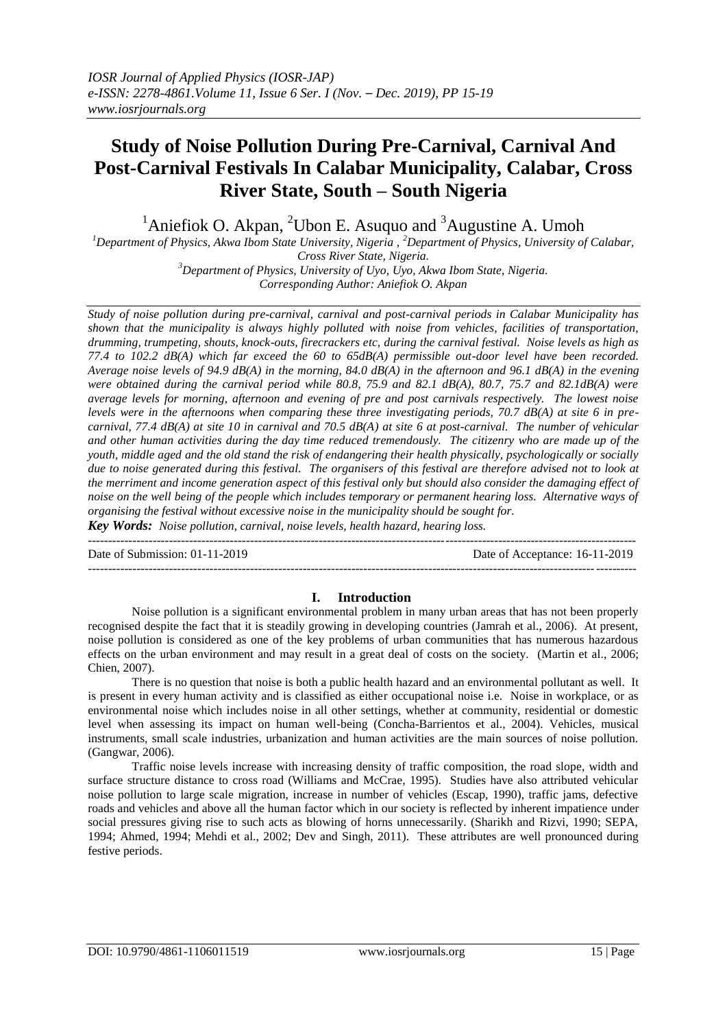# Study of Noise Pollution During Pre-Carnival, Carnival And Post-Carnival Festivals In Calabar Municipality, Calabar, Cross River State, South – South Nigeria

[1]Aniefiok O. Akpan, [2]Ubon E. Asuquo and [3]Augustine A. Umoh

[1]*Department of Physics, Akwa Ibom State University, Nigeria ,* [2]*Department of Physics, University of Calabar, Cross River State, Nigeria.*

[3]*Department of Physics, University of Uyo, Uyo, Akwa Ibom State, Nigeria.*

*Corresponding Author: Aniefiok O. Akpan*

*Study of noise pollution during pre-carnival, carnival and post-carnival periods in Calabar Municipality has shown that the municipality is always highly polluted with noise from vehicles, facilities of transportation, drumming, trumpeting, shouts, knock-outs, firecrackers etc, during the carnival festival. Noise levels as high as 77.4 to 102.2 dB(A) which far exceed the 60 to 65dB(A) permissible out-door level have been recorded. Average noise levels of 94.9 dB(A) in the morning, 84.0 dB(A) in the afternoon and 96.1 dB(A) in the evening were obtained during the carnival period while 80.8, 75.9 and 82.1 dB(A), 80.7, 75.7 and 82.1dB(A) were average levels for morning, afternoon and evening of pre and post carnivals respectively. The lowest noise levels were in the afternoons when comparing these three investigating periods, 70.7 dB(A) at site 6 in pre-carnival, 77.4 dB(A) at site 10 in carnival and 70.5 dB(A) at site 6 at post-carnival. The number of vehicular and other human activities during the day time reduced tremendously. The citizenry who are made up of the youth, middle aged and the old stand the risk of endangering their health physically, psychologically or socially due to noise generated during this festival. The organisers of this festival are therefore advised not to look at the merriment and income generation aspect of this festival only but should also consider the damaging effect of noise on the well being of the people which includes temporary or permanent hearing loss. Alternative ways of organising the festival without excessive noise in the municipality should be sought for.*

***Key Words:*** *Noise pollution, carnival, noise levels, health hazard, hearing loss.*

---

Date of Submission: 01-11-2019 | Date of Acceptance: 16-11-2019

---

## I. Introduction

Noise pollution is a significant environmental problem in many urban areas that has not been properly recognised despite the fact that it is steadily growing in developing countries (Jamrah et al., 2006). At present, noise pollution is considered as one of the key problems of urban communities that has numerous hazardous effects on the urban environment and may result in a great deal of costs on the society. (Martin et al., 2006; Chien, 2007).

There is no question that noise is both a public health hazard and an environmental pollutant as well. It is present in every human activity and is classified as either occupational noise i.e. Noise in workplace, or as environmental noise which includes noise in all other settings, whether at community, residential or domestic level when assessing its impact on human well-being (Concha-Barrientos et al., 2004). Vehicles, musical instruments, small scale industries, urbanization and human activities are the main sources of noise pollution. (Gangwar, 2006).

Traffic noise levels increase with increasing density of traffic composition, the road slope, width and surface structure distance to cross road (Williams and McCrae, 1995). Studies have also attributed vehicular noise pollution to large scale migration, increase in number of vehicles (Escap, 1990), traffic jams, defective roads and vehicles and above all the human factor which in our society is reflected by inherent impatience under social pressures giving rise to such acts as blowing of horns unnecessarily. (Sharikh and Rizvi, 1990; SEPA, 1994; Ahmed, 1994; Mehdi et al., 2002; Dev and Singh, 2011). These attributes are well pronounced during festive periods.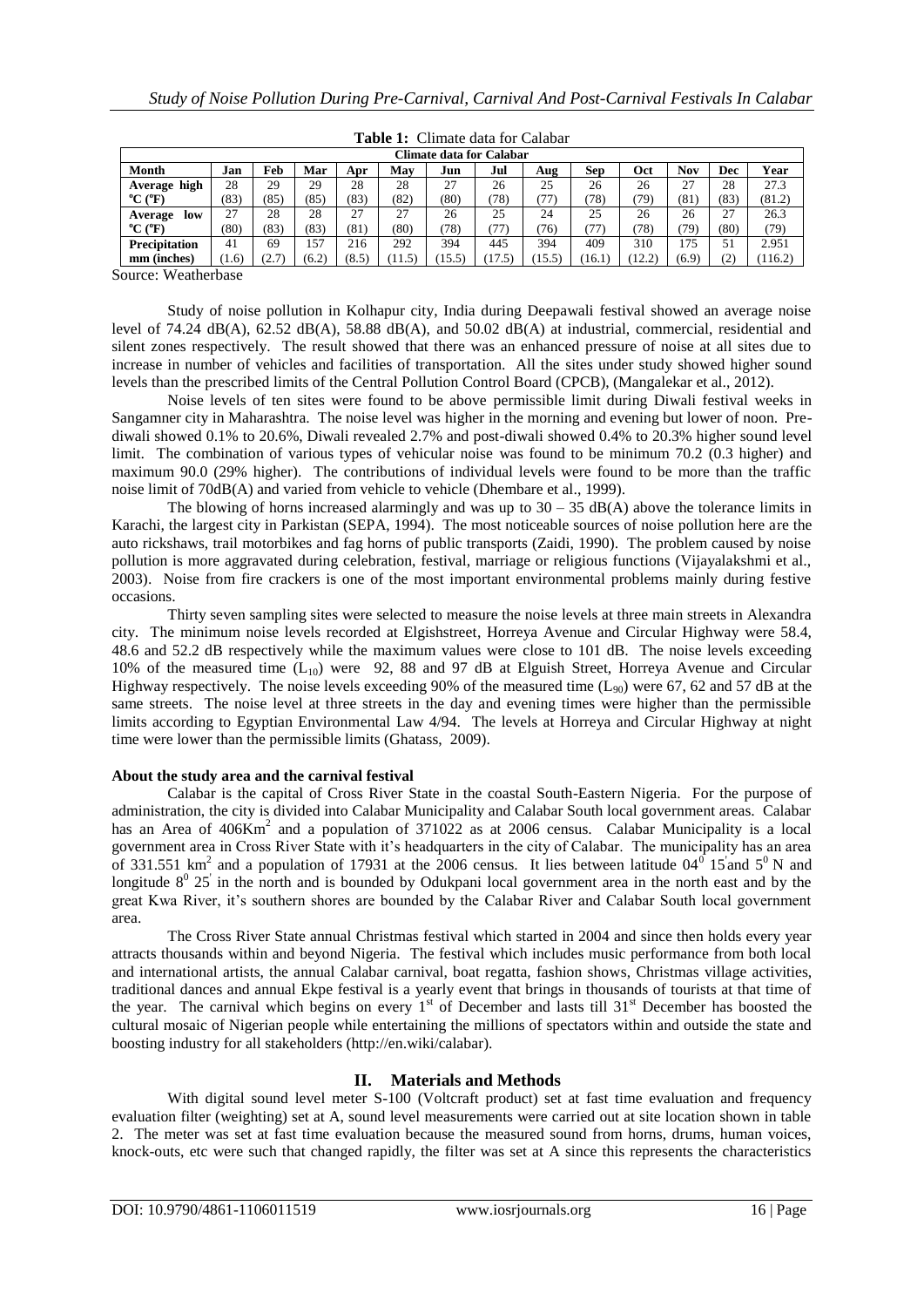**Table 1:** Climate data for Calabar

| Climate data for Calabar | | | | | | | | | | | | | |
|---|---|---|---|---|---|---|---|---|---|---|---|---|---|
| **Month** | **Jan** | **Feb** | **Mar** | **Apr** | **May** | **Jun** | **Jul** | **Aug** | **Sep** | **Oct** | **Nov** | **Dec** | **Year** |
| **Average high °C (°F)** | 28 (83) | 29 (85) | 29 (85) | 28 (83) | 28 (82) | 27 (80) | 26 (78) | 25 (77) | 26 (78) | 26 (79) | 27 (81) | 28 (83) | 27.3 (81.2) |
| **Average low °C (°F)** | 27 (80) | 28 (83) | 28 (83) | 27 (81) | 27 (80) | 26 (78) | 25 (77) | 24 (76) | 25 (77) | 26 (78) | 26 (79) | 27 (80) | 26.3 (79) |
| **Precipitation mm (inches)** | 41 (1.6) | 69 (2.7) | 157 (6.2) | 216 (8.5) | 292 (11.5) | 394 (15.5) | 445 (17.5) | 394 (15.5) | 409 (16.1) | 310 (12.2) | 175 (6.9) | 51 (2) | 2.951 (116.2) |

Source: Weatherbase

Study of noise pollution in Kolhapur city, India during Deepawali festival showed an average noise level of 74.24 dB(A), 62.52 dB(A), 58.88 dB(A), and 50.02 dB(A) at industrial, commercial, residential and silent zones respectively. The result showed that there was an enhanced pressure of noise at all sites due to increase in number of vehicles and facilities of transportation. All the sites under study showed higher sound levels than the prescribed limits of the Central Pollution Control Board (CPCB), (Mangalekar et al., 2012).

Noise levels of ten sites were found to be above permissible limit during Diwali festival weeks in Sangamner city in Maharashtra. The noise level was higher in the morning and evening but lower of noon. Pre-diwali showed 0.1% to 20.6%, Diwali revealed 2.7% and post-diwali showed 0.4% to 20.3% higher sound level limit. The combination of various types of vehicular noise was found to be minimum 70.2 (0.3 higher) and maximum 90.0 (29% higher). The contributions of individual levels were found to be more than the traffic noise limit of 70dB(A) and varied from vehicle to vehicle (Dhembare et al., 1999).

The blowing of horns increased alarmingly and was up to 30 – 35 dB(A) above the tolerance limits in Karachi, the largest city in Parkistan (SEPA, 1994). The most noticeable sources of noise pollution here are the auto rickshaws, trail motorbikes and fag horns of public transports (Zaidi, 1990). The problem caused by noise pollution is more aggravated during celebration, festival, marriage or religious functions (Vijayalakshmi et al., 2003). Noise from fire crackers is one of the most important environmental problems mainly during festive occasions.

Thirty seven sampling sites were selected to measure the noise levels at three main streets in Alexandra city. The minimum noise levels recorded at Elgishstreet, Horreya Avenue and Circular Highway were 58.4, 48.6 and 52.2 dB respectively while the maximum values were close to 101 dB. The noise levels exceeding 10% of the measured time ($L_{10}$) were 92, 88 and 97 dB at Elguish Street, Horreya Avenue and Circular Highway respectively. The noise levels exceeding 90% of the measured time ($L_{90}$) were 67, 62 and 57 dB at the same streets. The noise level at three streets in the day and evening times were higher than the permissible limits according to Egyptian Environmental Law 4/94. The levels at Horreya and Circular Highway at night time were lower than the permissible limits (Ghatass, 2009).

**About the study area and the carnival festival**

Calabar is the capital of Cross River State in the coastal South-Eastern Nigeria. For the purpose of administration, the city is divided into Calabar Municipality and Calabar South local government areas. Calabar has an Area of 406Km$^2$ and a population of 371022 as at 2006 census. Calabar Municipality is a local government area in Cross River State with it's headquarters in the city of Calabar. The municipality has an area of 331.551 km$^2$ and a population of 17931 at the 2006 census. It lies between latitude $04^0$ $15'$ and $5^0$ N and longitude $8^0$ $25'$ in the north and is bounded by Odukpani local government area in the north east and by the great Kwa River, it's southern shores are bounded by the Calabar River and Calabar South local government area.

The Cross River State annual Christmas festival which started in 2004 and since then holds every year attracts thousands within and beyond Nigeria. The festival which includes music performance from both local and international artists, the annual Calabar carnival, boat regatta, fashion shows, Christmas village activities, traditional dances and annual Ekpe festival is a yearly event that brings in thousands of tourists at that time of the year. The carnival which begins on every 1st of December and lasts till 31st December has boosted the cultural mosaic of Nigerian people while entertaining the millions of spectators within and outside the state and boosting industry for all stakeholders (http://en.wiki/calabar).

## II. Materials and Methods

With digital sound level meter S-100 (Voltcraft product) set at fast time evaluation and frequency evaluation filter (weighting) set at A, sound level measurements were carried out at site location shown in table 2. The meter was set at fast time evaluation because the measured sound from horns, drums, human voices, knock-outs, etc were such that changed rapidly, the filter was set at A since this represents the characteristics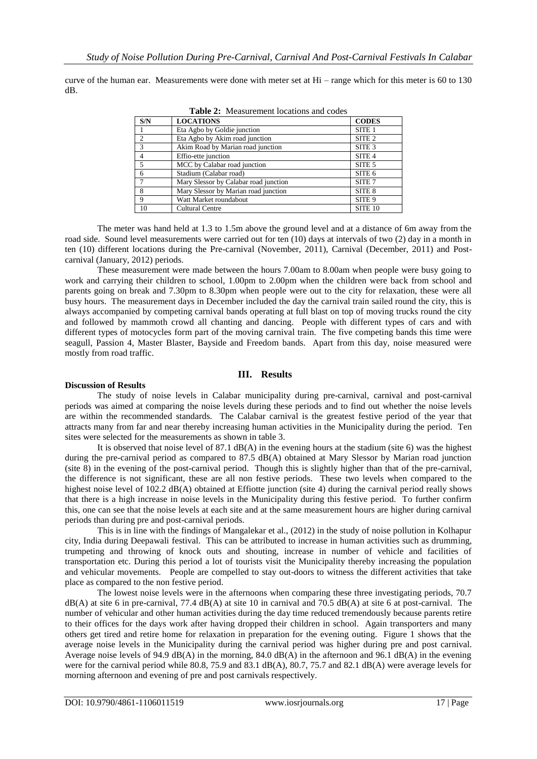curve of the human ear. Measurements were done with meter set at Hi – range which for this meter is 60 to 130 dB.

**Table 2:** Measurement locations and codes

| S/N | LOCATIONS | CODES |
|---|---|---|
| 1 | Eta Agbo by Goldie junction | SITE 1 |
| 2 | Eta Agbo by Akim road junction | SITE 2 |
| 3 | Akim Road by Marian road junction | SITE 3 |
| 4 | Effio-ette junction | SITE 4 |
| 5 | MCC by Calabar road junction | SITE 5 |
| 6 | Stadium (Calabar road) | SITE 6 |
| 7 | Mary Slessor by Calabar road junction | SITE 7 |
| 8 | Mary Slessor by Marian road junction | SITE 8 |
| 9 | Watt Market roundabout | SITE 9 |
| 10 | Cultural Centre | SITE 10 |

The meter was hand held at 1.3 to 1.5m above the ground level and at a distance of 6m away from the road side. Sound level measurements were carried out for ten (10) days at intervals of two (2) day in a month in ten (10) different locations during the Pre-carnival (November, 2011), Carnival (December, 2011) and Post-carnival (January, 2012) periods.

These measurement were made between the hours 7.00am to 8.00am when people were busy going to work and carrying their children to school, 1.00pm to 2.00pm when the children were back from school and parents going on break and 7.30pm to 8.30pm when people were out to the city for relaxation, these were all busy hours. The measurement days in December included the day the carnival train sailed round the city, this is always accompanied by competing carnival bands operating at full blast on top of moving trucks round the city and followed by mammoth crowd all chanting and dancing. People with different types of cars and with different types of motocycles form part of the moving carnival train. The five competing bands this time were seagull, Passion 4, Master Blaster, Bayside and Freedom bands. Apart from this day, noise measured were mostly from road traffic.

## III. Results

**Discussion of Results**

The study of noise levels in Calabar municipality during pre-carnival, carnival and post-carnival periods was aimed at comparing the noise levels during these periods and to find out whether the noise levels are within the recommended standards. The Calabar carnival is the greatest festive period of the year that attracts many from far and near thereby increasing human activities in the Municipality during the period. Ten sites were selected for the measurements as shown in table 3.

It is observed that noise level of 87.1 dB(A) in the evening hours at the stadium (site 6) was the highest during the pre-carnival period as compared to 87.5 dB(A) obtained at Mary Slessor by Marian road junction (site 8) in the evening of the post-carnival period. Though this is slightly higher than that of the pre-carnival, the difference is not significant, these are all non festive periods. These two levels when compared to the highest noise level of 102.2 dB(A) obtained at Effiotte junction (site 4) during the carnival period really shows that there is a high increase in noise levels in the Municipality during this festive period. To further confirm this, one can see that the noise levels at each site and at the same measurement hours are higher during carnival periods than during pre and post-carnival periods.

This is in line with the findings of Mangalekar et al., (2012) in the study of noise pollution in Kolhapur city, India during Deepawali festival. This can be attributed to increase in human activities such as drumming, trumpeting and throwing of knock outs and shouting, increase in number of vehicle and facilities of transportation etc. During this period a lot of tourists visit the Municipality thereby increasing the population and vehicular movements. People are compelled to stay out-doors to witness the different activities that take place as compared to the non festive period.

The lowest noise levels were in the afternoons when comparing these three investigating periods, 70.7 dB(A) at site 6 in pre-carnival, 77.4 dB(A) at site 10 in carnival and 70.5 dB(A) at site 6 at post-carnival. The number of vehicular and other human activities during the day time reduced tremendously because parents retire to their offices for the days work after having dropped their children in school. Again transporters and many others get tired and retire home for relaxation in preparation for the evening outing. Figure 1 shows that the average noise levels in the Municipality during the carnival period was higher during pre and post carnival. Average noise levels of 94.9 dB(A) in the morning, 84.0 dB(A) in the afternoon and 96.1 dB(A) in the evening were for the carnival period while 80.8, 75.9 and 83.1 dB(A), 80.7, 75.7 and 82.1 dB(A) were average levels for morning afternoon and evening of pre and post carnivals respectively.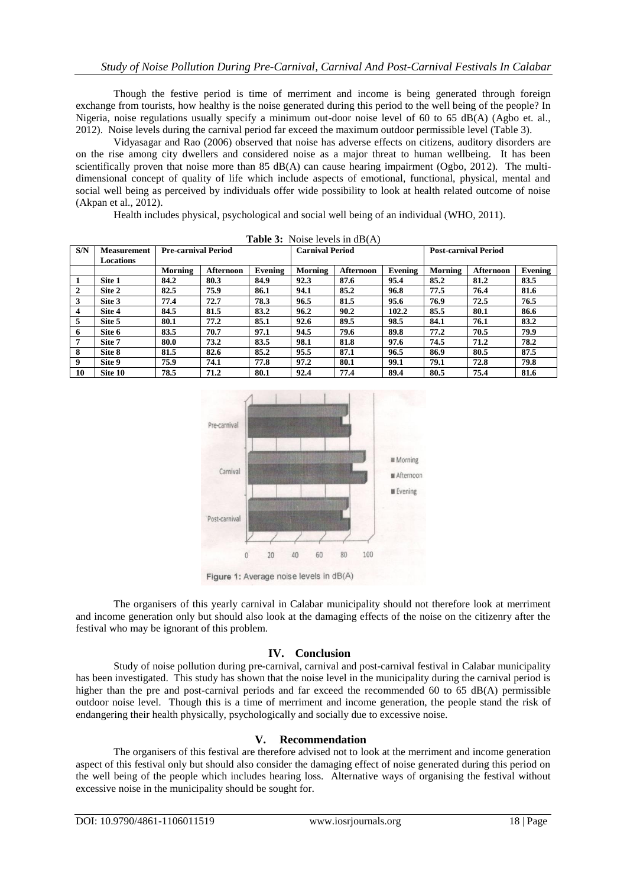Though the festive period is time of merriment and income is being generated through foreign exchange from tourists, how healthy is the noise generated during this period to the well being of the people? In Nigeria, noise regulations usually specify a minimum out-door noise level of 60 to 65 dB(A) (Agbo et. al., 2012). Noise levels during the carnival period far exceed the maximum outdoor permissible level (Table 3).

Vidyasagar and Rao (2006) observed that noise has adverse effects on citizens, auditory disorders are on the rise among city dwellers and considered noise as a major threat to human wellbeing. It has been scientifically proven that noise more than 85 dB(A) can cause hearing impairment (Ogbo, 2012). The multi-dimensional concept of quality of life which include aspects of emotional, functional, physical, mental and social well being as perceived by individuals offer wide possibility to look at health related outcome of noise (Akpan et al., 2012).

Health includes physical, psychological and social well being of an individual (WHO, 2011).

**Table 3:** Noise levels in dB(A)

| S/N | Measurement Locations | Pre-carnival Period | | | Carnival Period | | | Post-carnival Period | | |
|---|---|---|---|---|---|---|---|---|---|---|
| | | Morning | Afternoon | Evening | Morning | Afternoon | Evening | Morning | Afternoon | Evening |
| 1 | Site 1 | 84.2 | 80.3 | 84.9 | 92.3 | 87.6 | 95.4 | 85.2 | 81.2 | 83.5 |
| 2 | Site 2 | 82.5 | 75.9 | 86.1 | 94.1 | 85.2 | 96.8 | 77.5 | 76.4 | 81.6 |
| 3 | Site 3 | 77.4 | 72.7 | 78.3 | 96.5 | 81.5 | 95.6 | 76.9 | 72.5 | 76.5 |
| 4 | Site 4 | 84.5 | 81.5 | 83.2 | 96.2 | 90.2 | 102.2 | 85.5 | 80.1 | 86.6 |
| 5 | Site 5 | 80.1 | 77.2 | 85.1 | 92.6 | 89.5 | 98.5 | 84.1 | 76.1 | 83.2 |
| 6 | Site 6 | 83.5 | 70.7 | 97.1 | 94.5 | 79.6 | 89.8 | 77.2 | 70.5 | 79.9 |
| 7 | Site 7 | 80.0 | 73.2 | 83.5 | 98.1 | 81.8 | 97.6 | 74.5 | 71.2 | 78.2 |
| 8 | Site 8 | 81.5 | 82.6 | 85.2 | 95.5 | 87.1 | 96.5 | 86.9 | 80.5 | 87.5 |
| 9 | Site 9 | 75.9 | 74.1 | 77.8 | 97.2 | 80.1 | 99.1 | 79.1 | 72.8 | 79.8 |
| 10 | Site 10 | 78.5 | 71.2 | 80.1 | 92.4 | 77.4 | 89.4 | 80.5 | 75.4 | 81.6 |

Figure 1: Average noise levels in dB(A)

The organisers of this yearly carnival in Calabar municipality should not therefore look at merriment and income generation only but should also look at the damaging effects of the noise on the citizenry after the festival who may be ignorant of this problem.

## IV. Conclusion

Study of noise pollution during pre-carnival, carnival and post-carnival festival in Calabar municipality has been investigated. This study has shown that the noise level in the municipality during the carnival period is higher than the pre and post-carnival periods and far exceed the recommended 60 to 65 dB(A) permissible outdoor noise level. Though this is a time of merriment and income generation, the people stand the risk of endangering their health physically, psychologically and socially due to excessive noise.

## V. Recommendation

The organisers of this festival are therefore advised not to look at the merriment and income generation aspect of this festival only but should also consider the damaging effect of noise generated during this period on the well being of the people which includes hearing loss. Alternative ways of organising the festival without excessive noise in the municipality should be sought for.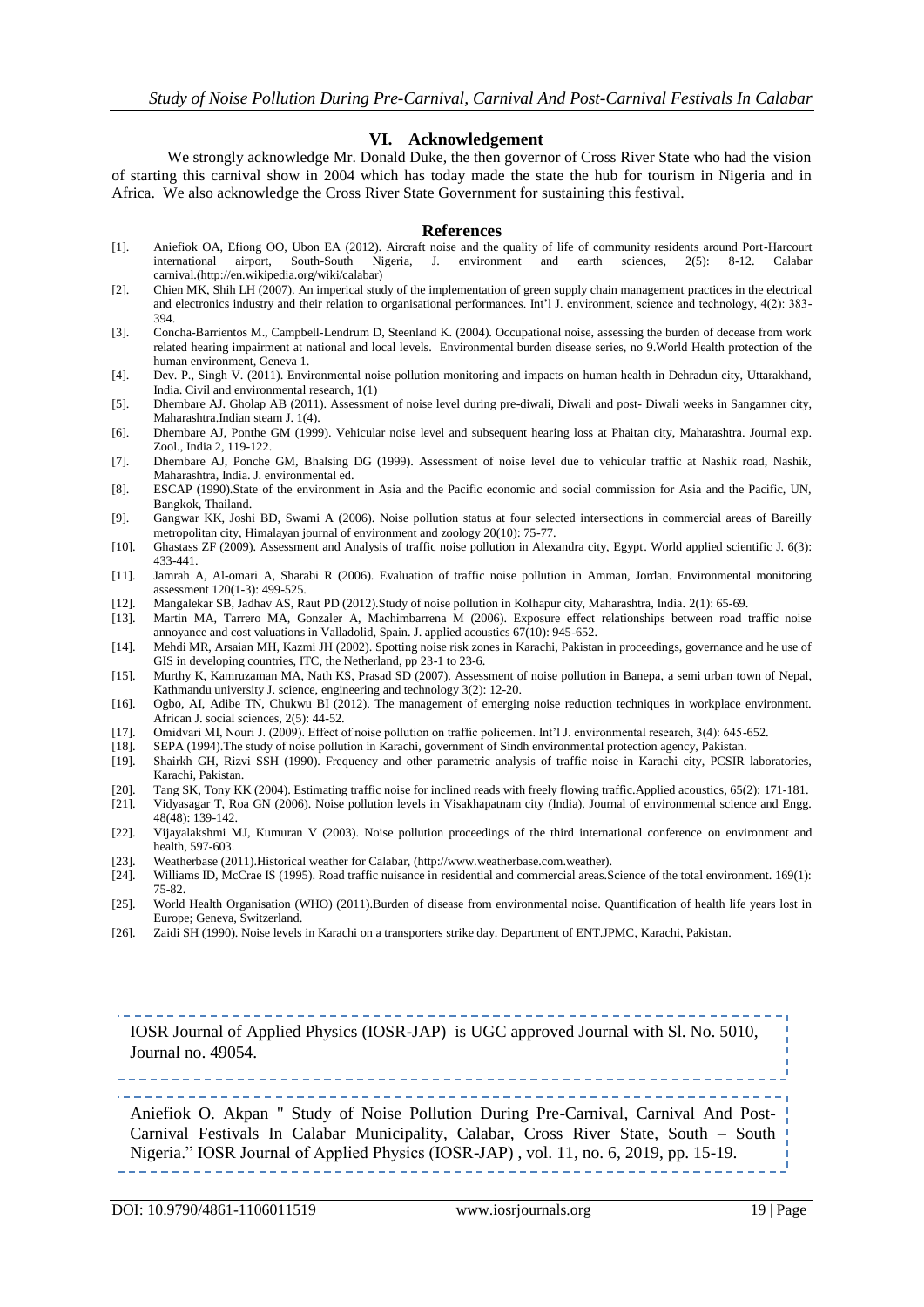## VI. Acknowledgement

We strongly acknowledge Mr. Donald Duke, the then governor of Cross River State who had the vision of starting this carnival show in 2004 which has today made the state the hub for tourism in Nigeria and in Africa. We also acknowledge the Cross River State Government for sustaining this festival.

## References

[1]. Aniefiok OA, Efiong OO, Ubon EA (2012). Aircraft noise and the quality of life of community residents around Port-Harcourt international airport, South-South Nigeria, J. environment and earth sciences, 2(5): 8-12. Calabar carnival.(http://en.wikipedia.org/wiki/calabar)

[2]. Chien MK, Shih LH (2007). An imperical study of the implementation of green supply chain management practices in the electrical and electronics industry and their relation to organisational performances. Int'l J. environment, science and technology, 4(2): 383-394.

[3]. Concha-Barrientos M., Campbell-Lendrum D, Steenland K. (2004). Occupational noise, assessing the burden of decease from work related hearing impairment at national and local levels. Environmental burden disease series, no 9.World Health protection of the human environment, Geneva 1.

[4]. Dev. P., Singh V. (2011). Environmental noise pollution monitoring and impacts on human health in Dehradun city, Uttarakhand, India. Civil and environmental research, 1(1)

[5]. Dhembare AJ. Gholap AB (2011). Assessment of noise level during pre-diwali, Diwali and post- Diwali weeks in Sangamner city, Maharashtra.Indian steam J. 1(4).

[6]. Dhembare AJ, Ponthe GM (1999). Vehicular noise level and subsequent hearing loss at Phaitan city, Maharashtra. Journal exp. Zool., India 2, 119-122.

[7]. Dhembare AJ, Ponche GM, Bhalsing DG (1999). Assessment of noise level due to vehicular traffic at Nashik road, Nashik, Maharashtra, India. J. environmental ed.

[8]. ESCAP (1990).State of the environment in Asia and the Pacific economic and social commission for Asia and the Pacific, UN, Bangkok, Thailand.

[9]. Gangwar KK, Joshi BD, Swami A (2006). Noise pollution status at four selected intersections in commercial areas of Bareilly metropolitan city, Himalayan journal of environment and zoology 20(10): 75-77.

[10]. Ghastass ZF (2009). Assessment and Analysis of traffic noise pollution in Alexandra city, Egypt. World applied scientific J. 6(3): 433-441.

[11]. Jamrah A, Al-omari A, Sharabi R (2006). Evaluation of traffic noise pollution in Amman, Jordan. Environmental monitoring assessment 120(1-3): 499-525.

[12]. Mangalekar SB, Jadhav AS, Raut PD (2012).Study of noise pollution in Kolhapur city, Maharashtra, India. 2(1): 65-69.

[13]. Martin MA, Tarrero MA, Gonzaler A, Machimbarrena M (2006). Exposure effect relationships between road traffic noise annoyance and cost valuations in Valladolid, Spain. J. applied acoustics 67(10): 945-652.

[14]. Mehdi MR, Arsaian MH, Kazmi JH (2002). Spotting noise risk zones in Karachi, Pakistan in proceedings, governance and he use of GIS in developing countries, ITC, the Netherland, pp 23-1 to 23-6.

[15]. Murthy K, Kamruzaman MA, Nath KS, Prasad SD (2007). Assessment of noise pollution in Banepa, a semi urban town of Nepal, Kathmandu university J. science, engineering and technology 3(2): 12-20.

[16]. Ogbo, AI, Adibe TN, Chukwu BI (2012). The management of emerging noise reduction techniques in workplace environment. African J. social sciences, 2(5): 44-52.

[17]. Omidvari MI, Nouri J. (2009). Effect of noise pollution on traffic policemen. Int'l J. environmental research, 3(4): 645-652.

[18]. SEPA (1994).The study of noise pollution in Karachi, government of Sindh environmental protection agency, Pakistan.

[19]. Shairkh GH, Rizvi SSH (1990). Frequency and other parametric analysis of traffic noise in Karachi city, PCSIR laboratories, Karachi, Pakistan.

[20]. Tang SK, Tony KK (2004). Estimating traffic noise for inclined reads with freely flowing traffic.Applied acoustics, 65(2): 171-181.

[21]. Vidyasagar T, Roa GN (2006). Noise pollution levels in Visakhapatnam city (India). Journal of environmental science and Engg. 48(48): 139-142.

[22]. Vijayalakshmi MJ, Kumuran V (2003). Noise pollution proceedings of the third international conference on environment and health, 597-603.

[23]. Weatherbase (2011).Historical weather for Calabar, (http://www.weatherbase.com.weather).

[24]. Williams ID, McCrae IS (1995). Road traffic nuisance in residential and commercial areas.Science of the total environment. 169(1): 75-82.

[25]. World Health Organisation (WHO) (2011).Burden of disease from environmental noise. Quantification of health life years lost in Europe; Geneva, Switzerland.

[26]. Zaidi SH (1990). Noise levels in Karachi on a transporters strike day. Department of ENT.JPMC, Karachi, Pakistan.

IOSR Journal of Applied Physics (IOSR-JAP) is UGC approved Journal with Sl. No. 5010, Journal no. 49054.

Aniefiok O. Akpan " Study of Noise Pollution During Pre-Carnival, Carnival And Post-Carnival Festivals In Calabar Municipality, Calabar, Cross River State, South – South Nigeria." IOSR Journal of Applied Physics (IOSR-JAP) , vol. 11, no. 6, 2019, pp. 15-19.